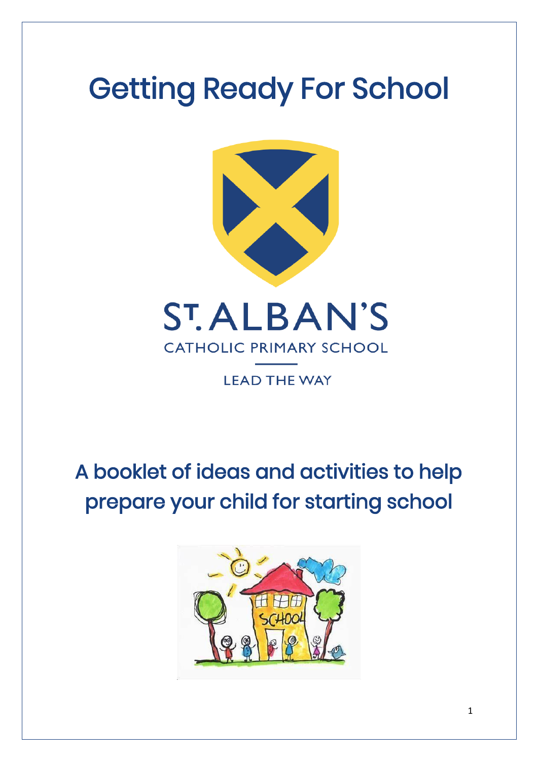# Getting Ready For School

ST. ALBAN'S
CATHOLIC PRIMARY SCHOOL

LEAD THE WAY

## A booklet of ideas and activities to help prepare your child for starting school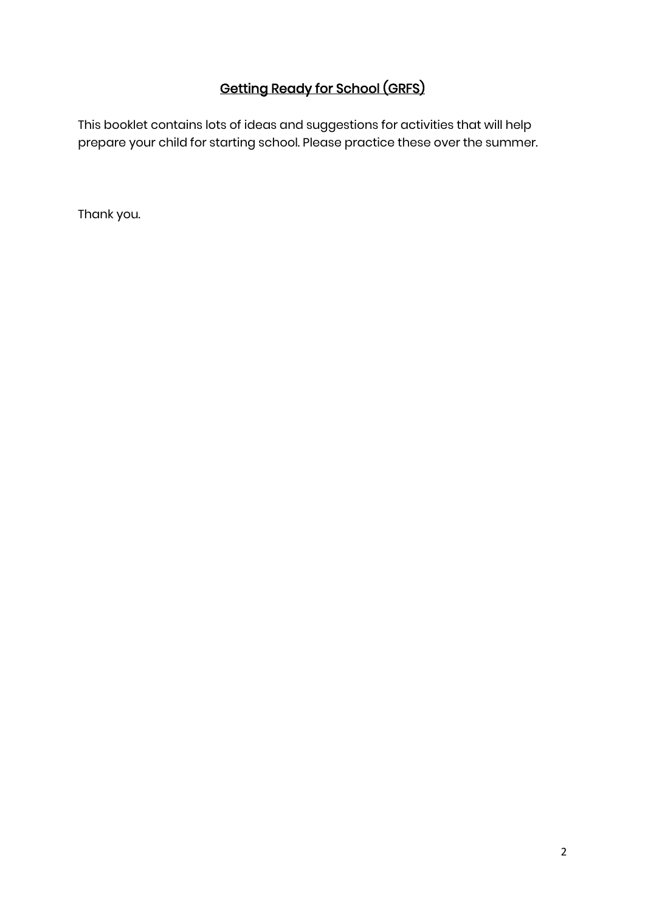# Getting Ready for School (GRFS)

This booklet contains lots of ideas and suggestions for activities that will help prepare your child for starting school. Please practice these over the summer.

Thank you.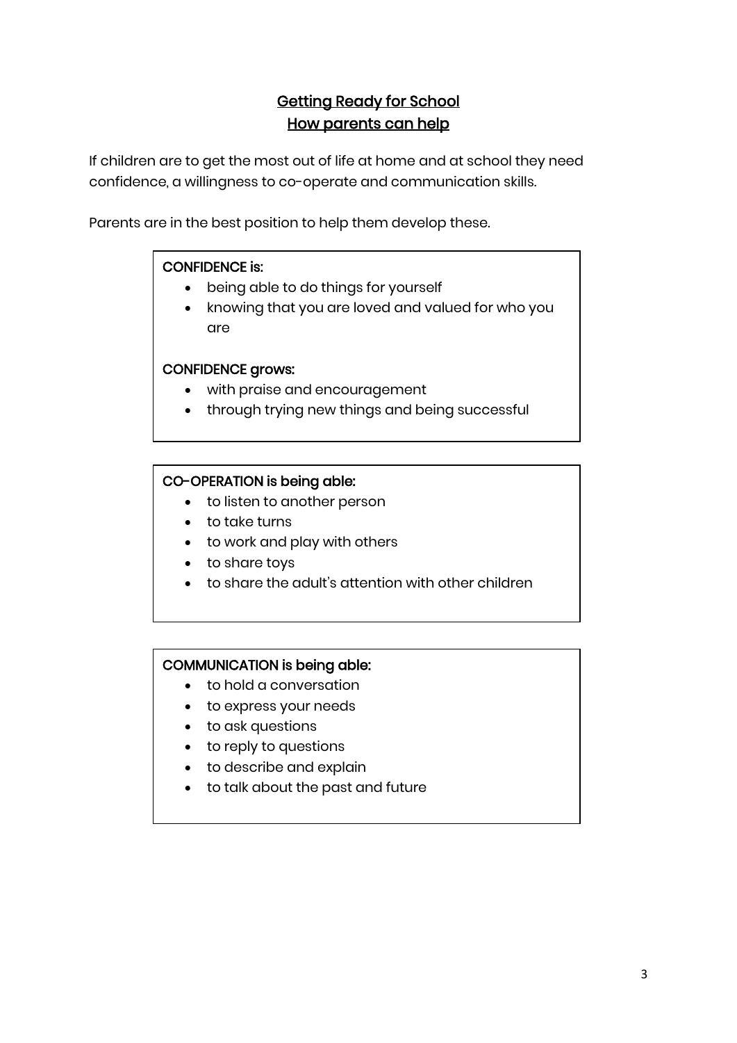## Getting Ready for School
## How parents can help

If children are to get the most out of life at home and at school they need confidence, a willingness to co-operate and communication skills.

Parents are in the best position to help them develop these.

**CONFIDENCE is:**

- being able to do things for yourself
- knowing that you are loved and valued for who you are

**CONFIDENCE grows:**

- with praise and encouragement
- through trying new things and being successful

**CO-OPERATION is being able:**

- to listen to another person
- to take turns
- to work and play with others
- to share toys
- to share the adult's attention with other children

**COMMUNICATION is being able:**

- to hold a conversation
- to express your needs
- to ask questions
- to reply to questions
- to describe and explain
- to talk about the past and future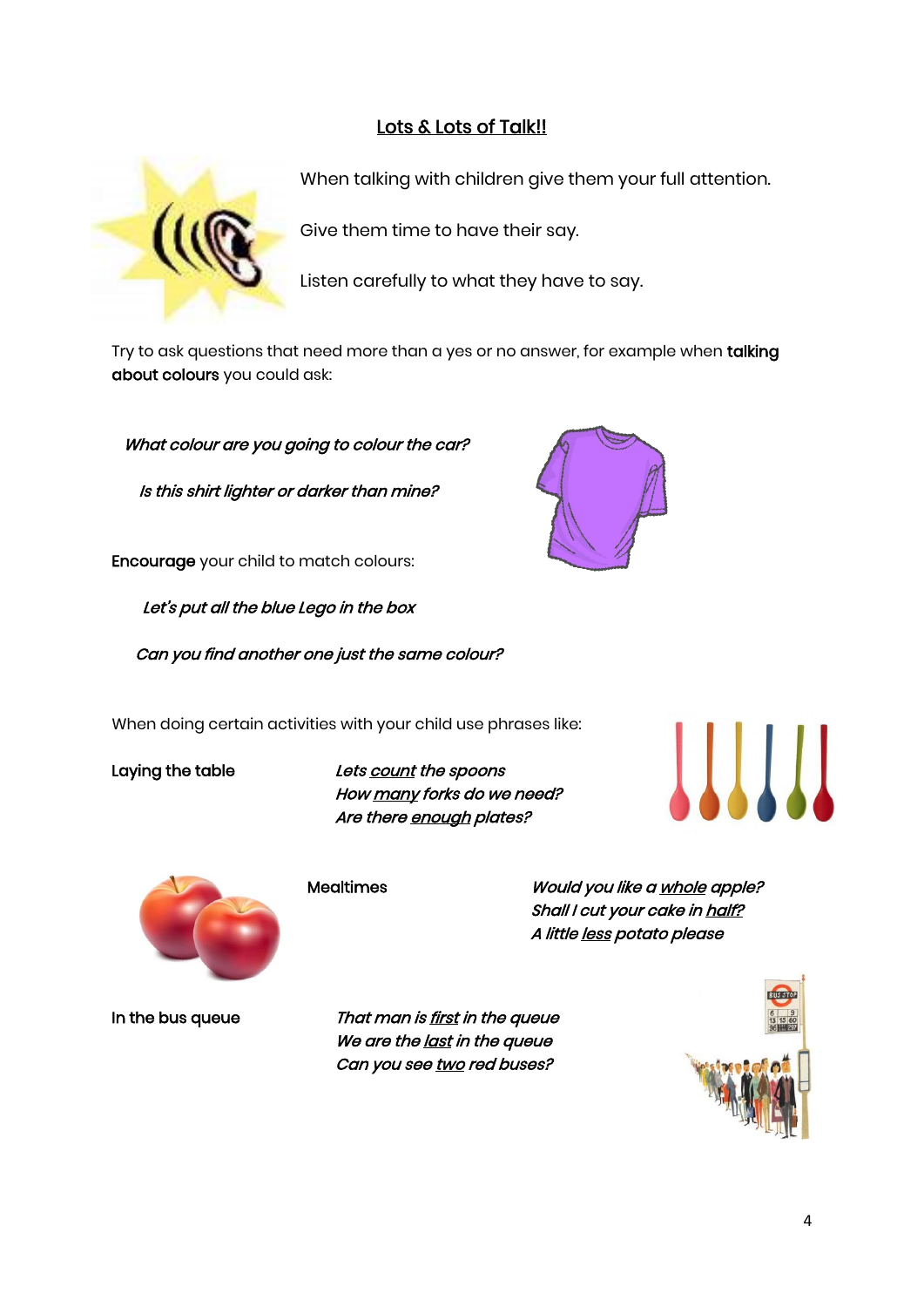# Lots & Lots of Talk!!

When talking with children give them your full attention.

Give them time to have their say.

Listen carefully to what they have to say.

Try to ask questions that need more than a yes or no answer, for example when **talking about colours** you could ask:

*What colour are you going to colour the car?*

*Is this shirt lighter or darker than mine?*

**Encourage** your child to match colours:

*Let's put all the blue Lego in the box*

*Can you find another one just the same colour?*

When doing certain activities with your child use phrases like:

**Laying the table**

*Lets count the spoons*
*How many forks do we need?*
*Are there enough plates?*

**Mealtimes**

*Would you like a whole apple?*
*Shall I cut your cake in half?*
*A little less potato please*

**In the bus queue**

*That man is first in the queue*
*We are the last in the queue*
*Can you see two red buses?*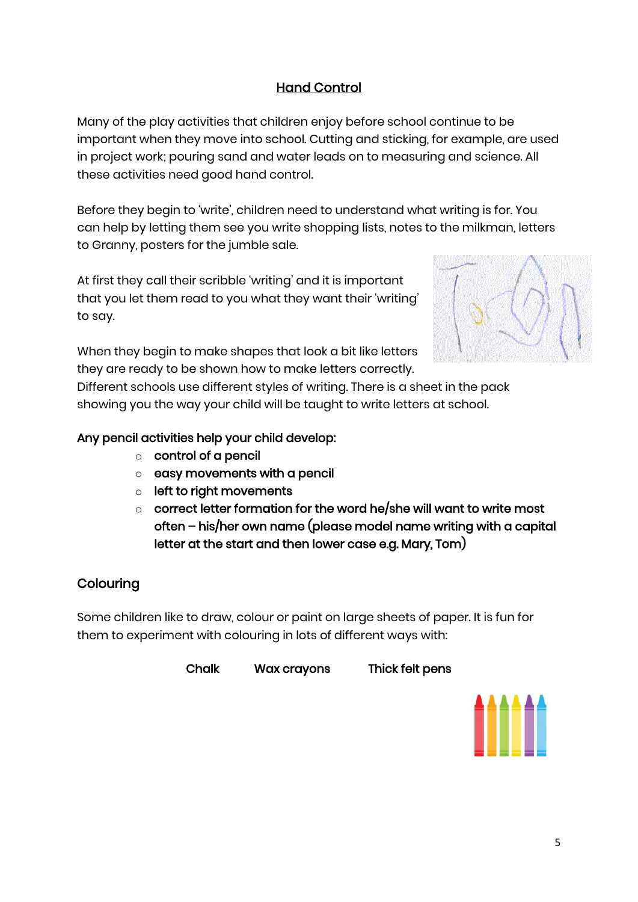## Hand Control

Many of the play activities that children enjoy before school continue to be important when they move into school. Cutting and sticking, for example, are used in project work; pouring sand and water leads on to measuring and science. All these activities need good hand control.

Before they begin to 'write', children need to understand what writing is for. You can help by letting them see you write shopping lists, notes to the milkman, letters to Granny, posters for the jumble sale.

At first they call their scribble 'writing' and it is important that you let them read to you what they want their 'writing' to say.

When they begin to make shapes that look a bit like letters they are ready to be shown how to make letters correctly. Different schools use different styles of writing. There is a sheet in the pack showing you the way your child will be taught to write letters at school.

**Any pencil activities help your child develop:**

- **control of a pencil**
- **easy movements with a pencil**
- **left to right movements**
- **correct letter formation for the word he/she will want to write most often – his/her own name (please model name writing with a capital letter at the start and then lower case e.g. Mary, Tom)**

### Colouring

Some children like to draw, colour or paint on large sheets of paper. It is fun for them to experiment with colouring in lots of different ways with:

**Chalk** **Wax crayons** **Thick felt pens**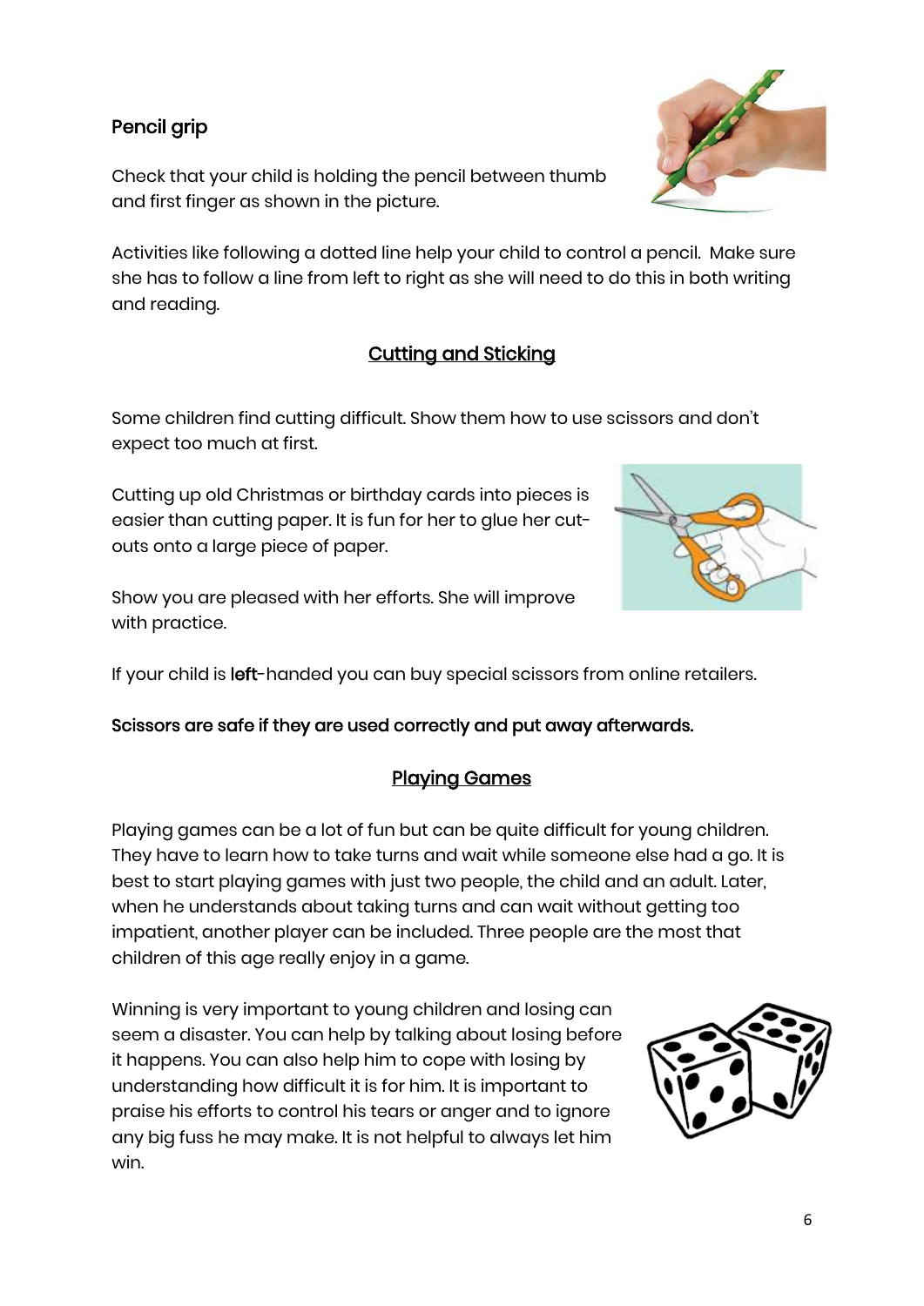### Pencil grip

Check that your child is holding the pencil between thumb and first finger as shown in the picture.

Activities like following a dotted line help your child to control a pencil. Make sure she has to follow a line from left to right as she will need to do this in both writing and reading.

## Cutting and Sticking

Some children find cutting difficult. Show them how to use scissors and don't expect too much at first.

Cutting up old Christmas or birthday cards into pieces is easier than cutting paper. It is fun for her to glue her cut-outs onto a large piece of paper.

Show you are pleased with her efforts. She will improve with practice.

If your child is **left**-handed you can buy special scissors from online retailers.

**Scissors are safe if they are used correctly and put away afterwards.**

## Playing Games

Playing games can be a lot of fun but can be quite difficult for young children. They have to learn how to take turns and wait while someone else had a go. It is best to start playing games with just two people, the child and an adult. Later, when he understands about taking turns and can wait without getting too impatient, another player can be included. Three people are the most that children of this age really enjoy in a game.

Winning is very important to young children and losing can seem a disaster. You can help by talking about losing before it happens. You can also help him to cope with losing by understanding how difficult it is for him. It is important to praise his efforts to control his tears or anger and to ignore any big fuss he may make. It is not helpful to always let him win.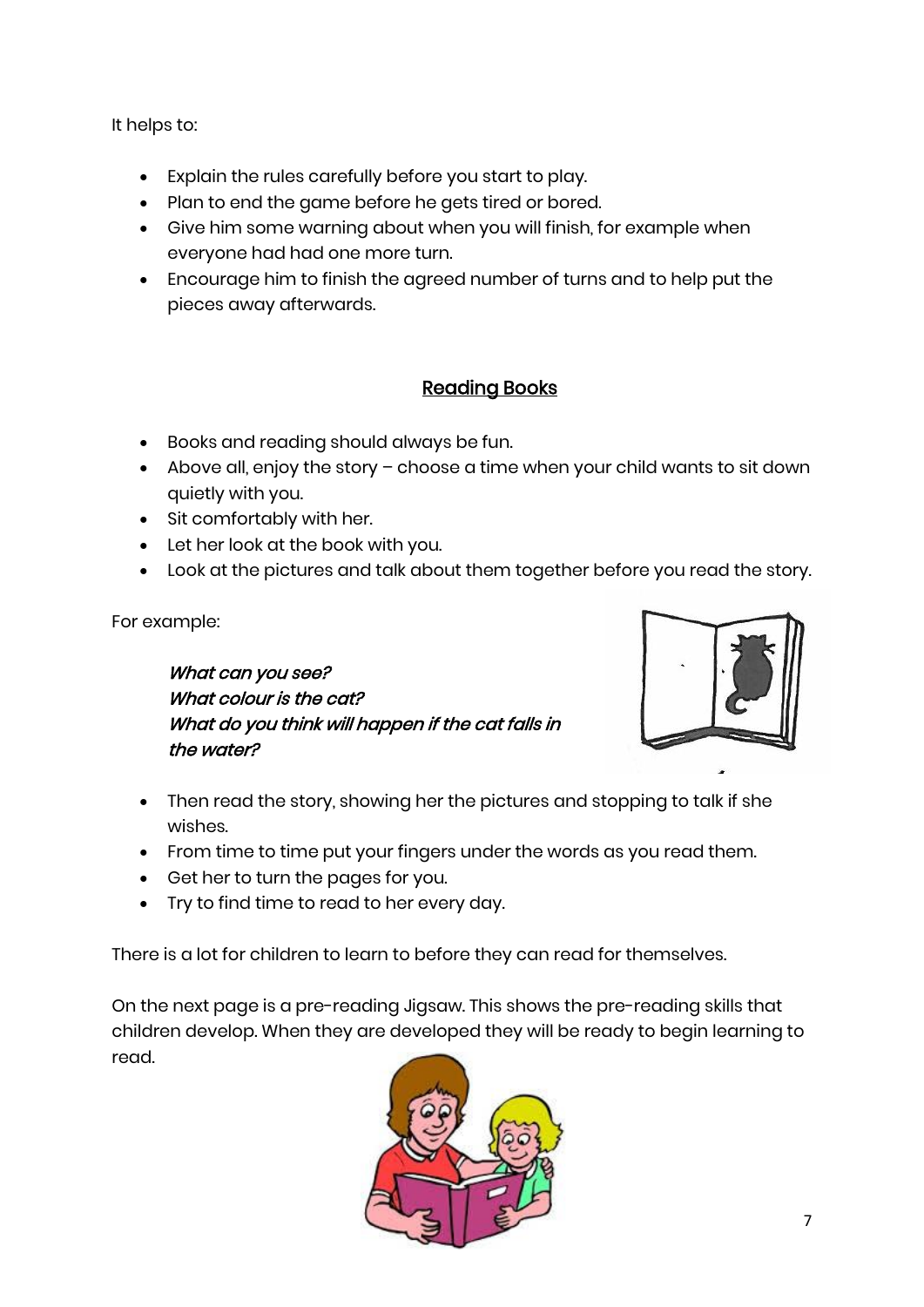It helps to:

- Explain the rules carefully before you start to play.
- Plan to end the game before he gets tired or bored.
- Give him some warning about when you will finish, for example when everyone had had one more turn.
- Encourage him to finish the agreed number of turns and to help put the pieces away afterwards.

## Reading Books

- Books and reading should always be fun.
- Above all, enjoy the story – choose a time when your child wants to sit down quietly with you.
- Sit comfortably with her.
- Let her look at the book with you.
- Look at the pictures and talk about them together before you read the story.

For example:

> ***What can you see?***
> ***What colour is the cat?***
> ***What do you think will happen if the cat falls in the water?***

- Then read the story, showing her the pictures and stopping to talk if she wishes.
- From time to time put your fingers under the words as you read them.
- Get her to turn the pages for you.
- Try to find time to read to her every day.

There is a lot for children to learn to before they can read for themselves.

On the next page is a pre-reading Jigsaw. This shows the pre-reading skills that children develop. When they are developed they will be ready to begin learning to read.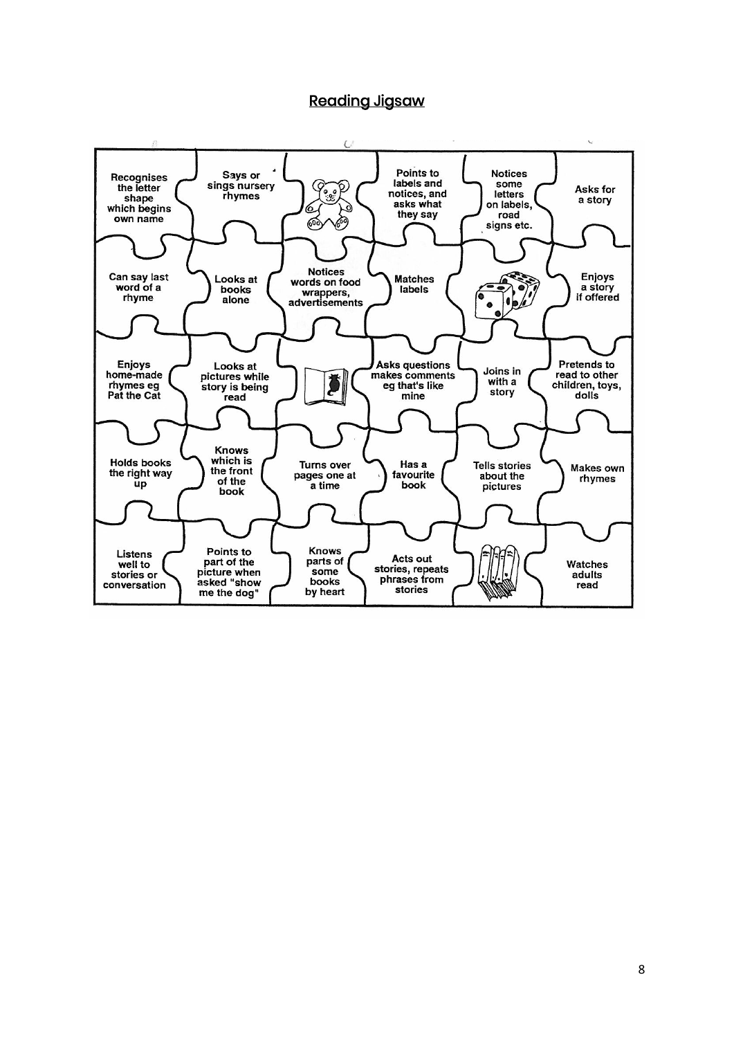# Reading Jigsaw

Recognises the letter shape which begins own name

Says or sings nursery rhymes

Points to labels and notices, and asks what they say

Notices some letters on labels, road signs etc.

Asks for a story

Can say last word of a rhyme

Looks at books alone

Notices words on food wrappers, advertisements

Matches labels

Enjoys a story if offered

Enjoys home-made rhymes eg Pat the Cat

Looks at pictures while story is being read

Asks questions makes comments eg that's like mine

Joins in with a story

Pretends to read to other children, toys, dolls

Holds books the right way up

Knows which is the front of the book

Turns over pages one at a time

Has a favourite book

Tells stories about the pictures

Makes own rhymes

Listens well to stories or conversation

Points to part of the picture when asked "show me the dog"

Knows parts of some books by heart

Acts out stories, repeats phrases from stories

Watches adults read